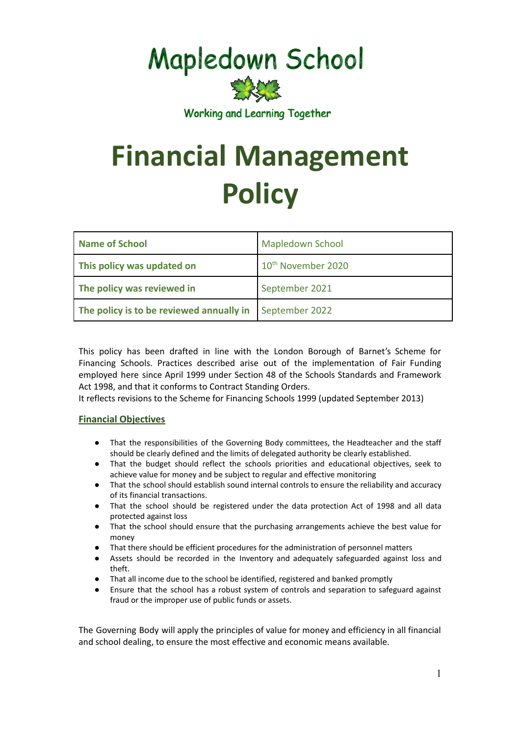# Mapledown School

Working and Learning Together

# Financial Management Policy

| Name of School | Mapledown School |
|---|---|
| This policy was updated on | 10th November 2020 |
| The policy was reviewed in | September 2021 |
| The policy is to be reviewed annually in | September 2022 |

This policy has been drafted in line with the London Borough of Barnet's Scheme for Financing Schools. Practices described arise out of the implementation of Fair Funding employed here since April 1999 under Section 48 of the Schools Standards and Framework Act 1998, and that it conforms to Contract Standing Orders.
It reflects revisions to the Scheme for Financing Schools 1999 (updated September 2013)

## Financial Objectives

- That the responsibilities of the Governing Body committees, the Headteacher and the staff should be clearly defined and the limits of delegated authority be clearly established.
- That the budget should reflect the schools priorities and educational objectives, seek to achieve value for money and be subject to regular and effective monitoring
- That the school should establish sound internal controls to ensure the reliability and accuracy of its financial transactions.
- That the school should be registered under the data protection Act of 1998 and all data protected against loss
- That the school should ensure that the purchasing arrangements achieve the best value for money
- That there should be efficient procedures for the administration of personnel matters
- Assets should be recorded in the Inventory and adequately safeguarded against loss and theft.
- That all income due to the school be identified, registered and banked promptly
- Ensure that the school has a robust system of controls and separation to safeguard against fraud or the improper use of public funds or assets.

The Governing Body will apply the principles of value for money and efficiency in all financial and school dealing, to ensure the most effective and economic means available.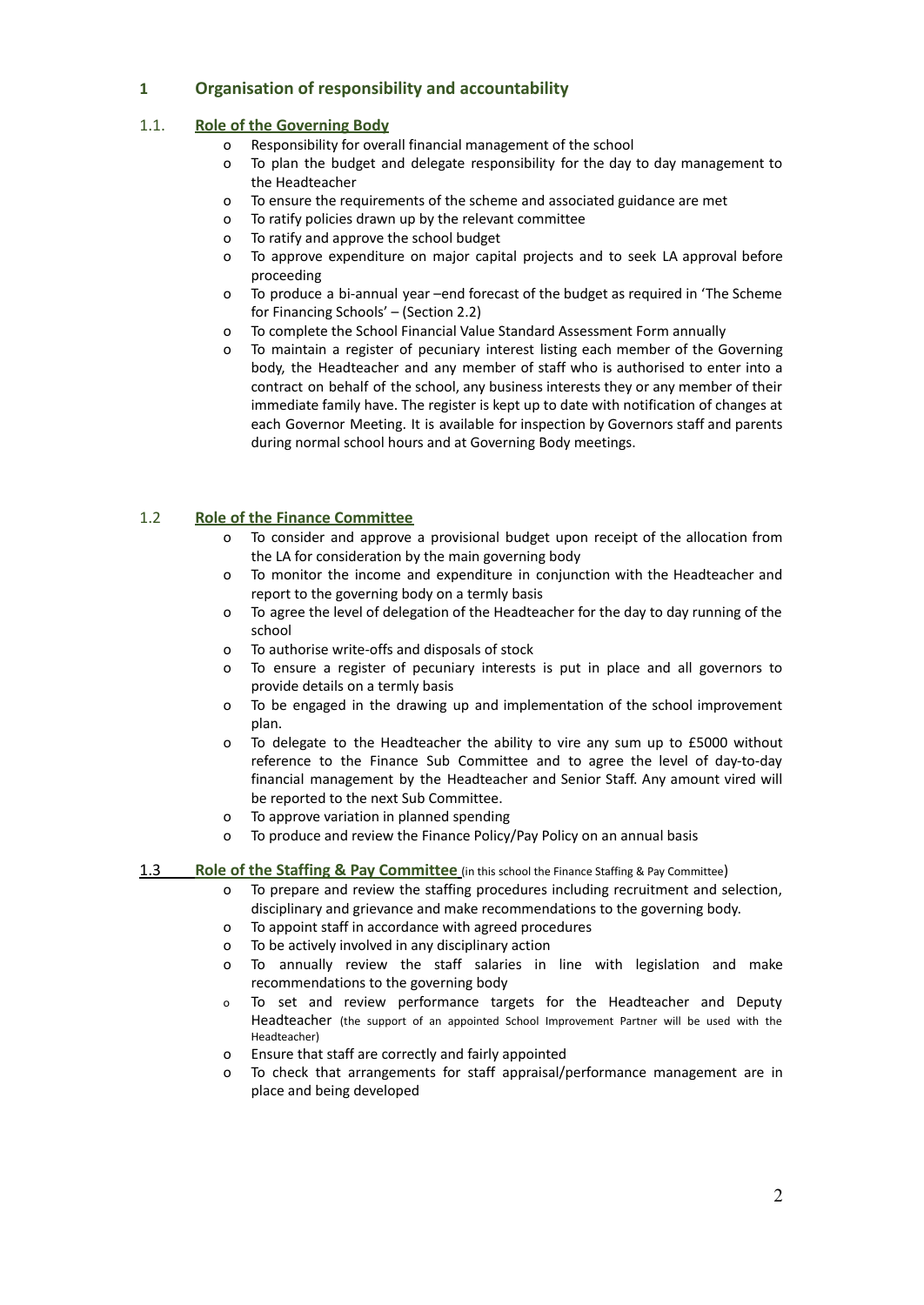## 1 Organisation of responsibility and accountability

### 1.1. Role of the Governing Body

- Responsibility for overall financial management of the school
- To plan the budget and delegate responsibility for the day to day management to the Headteacher
- To ensure the requirements of the scheme and associated guidance are met
- To ratify policies drawn up by the relevant committee
- To ratify and approve the school budget
- To approve expenditure on major capital projects and to seek LA approval before proceeding
- To produce a bi-annual year –end forecast of the budget as required in 'The Scheme for Financing Schools' – (Section 2.2)
- To complete the School Financial Value Standard Assessment Form annually
- To maintain a register of pecuniary interest listing each member of the Governing body, the Headteacher and any member of staff who is authorised to enter into a contract on behalf of the school, any business interests they or any member of their immediate family have. The register is kept up to date with notification of changes at each Governor Meeting. It is available for inspection by Governors staff and parents during normal school hours and at Governing Body meetings.

### 1.2 Role of the Finance Committee

- To consider and approve a provisional budget upon receipt of the allocation from the LA for consideration by the main governing body
- To monitor the income and expenditure in conjunction with the Headteacher and report to the governing body on a termly basis
- To agree the level of delegation of the Headteacher for the day to day running of the school
- To authorise write-offs and disposals of stock
- To ensure a register of pecuniary interests is put in place and all governors to provide details on a termly basis
- To be engaged in the drawing up and implementation of the school improvement plan.
- To delegate to the Headteacher the ability to vire any sum up to £5000 without reference to the Finance Sub Committee and to agree the level of day-to-day financial management by the Headteacher and Senior Staff. Any amount vired will be reported to the next Sub Committee.
- To approve variation in planned spending
- To produce and review the Finance Policy/Pay Policy on an annual basis

### 1.3 Role of the Staffing & Pay Committee (in this school the Finance Staffing & Pay Committee)

- To prepare and review the staffing procedures including recruitment and selection, disciplinary and grievance and make recommendations to the governing body.
- To appoint staff in accordance with agreed procedures
- To be actively involved in any disciplinary action
- To annually review the staff salaries in line with legislation and make recommendations to the governing body
- To set and review performance targets for the Headteacher and Deputy Headteacher (the support of an appointed School Improvement Partner will be used with the Headteacher)
- Ensure that staff are correctly and fairly appointed
- To check that arrangements for staff appraisal/performance management are in place and being developed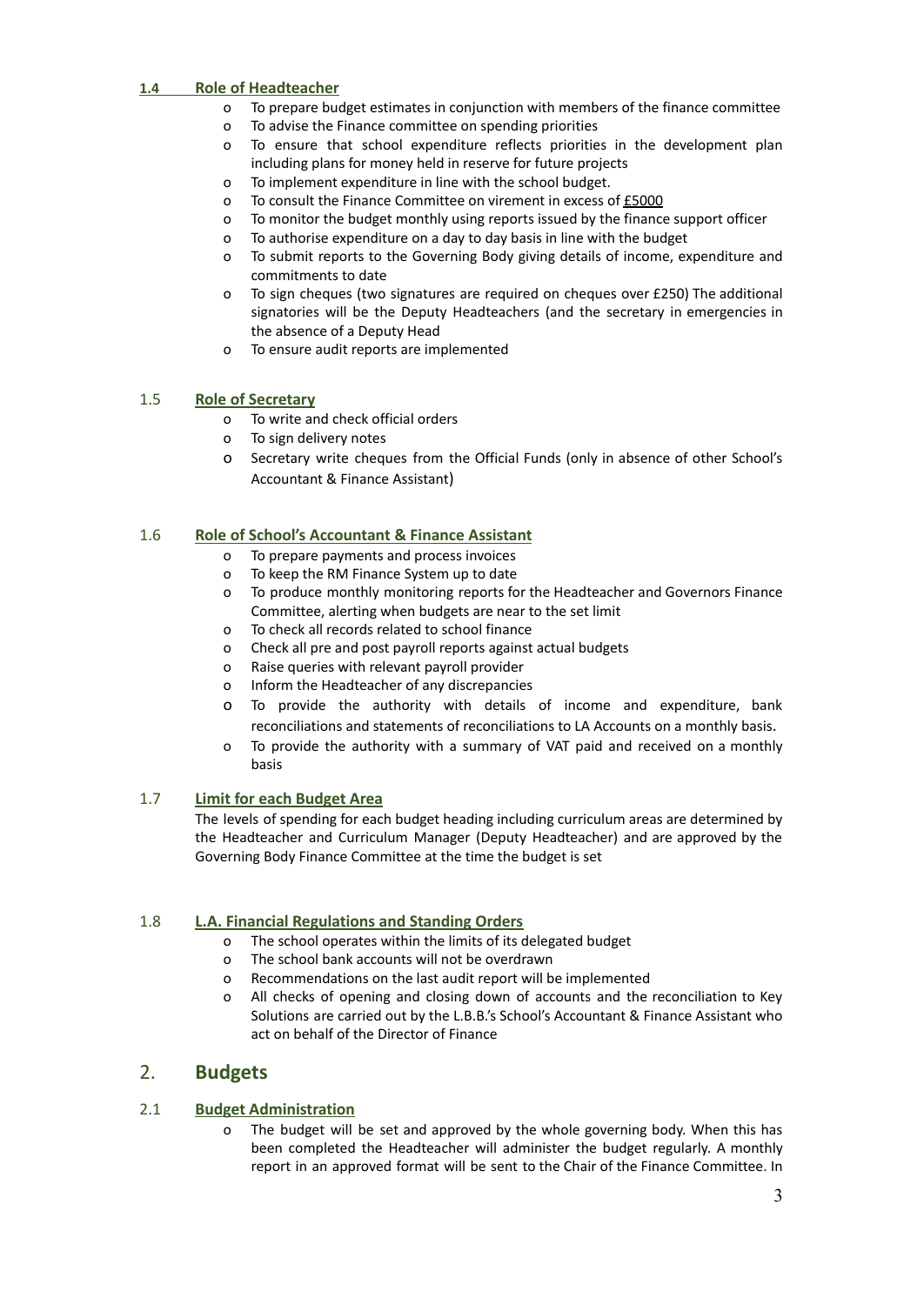### 1.4 Role of Headteacher

- To prepare budget estimates in conjunction with members of the finance committee
- To advise the Finance committee on spending priorities
- To ensure that school expenditure reflects priorities in the development plan including plans for money held in reserve for future projects
- To implement expenditure in line with the school budget.
- To consult the Finance Committee on virement in excess of £5000
- To monitor the budget monthly using reports issued by the finance support officer
- To authorise expenditure on a day to day basis in line with the budget
- To submit reports to the Governing Body giving details of income, expenditure and commitments to date
- To sign cheques (two signatures are required on cheques over £250) The additional signatories will be the Deputy Headteachers (and the secretary in emergencies in the absence of a Deputy Head
- To ensure audit reports are implemented

### 1.5 Role of Secretary

- To write and check official orders
- To sign delivery notes
- Secretary write cheques from the Official Funds (only in absence of other School's Accountant & Finance Assistant)

### 1.6 Role of School's Accountant & Finance Assistant

- To prepare payments and process invoices
- To keep the RM Finance System up to date
- To produce monthly monitoring reports for the Headteacher and Governors Finance Committee, alerting when budgets are near to the set limit
- To check all records related to school finance
- Check all pre and post payroll reports against actual budgets
- Raise queries with relevant payroll provider
- Inform the Headteacher of any discrepancies
- To provide the authority with details of income and expenditure, bank reconciliations and statements of reconciliations to LA Accounts on a monthly basis.
- To provide the authority with a summary of VAT paid and received on a monthly basis

### 1.7 Limit for each Budget Area

The levels of spending for each budget heading including curriculum areas are determined by the Headteacher and Curriculum Manager (Deputy Headteacher) and are approved by the Governing Body Finance Committee at the time the budget is set

### 1.8 L.A. Financial Regulations and Standing Orders

- The school operates within the limits of its delegated budget
- The school bank accounts will not be overdrawn
- Recommendations on the last audit report will be implemented
- All checks of opening and closing down of accounts and the reconciliation to Key Solutions are carried out by the L.B.B.'s School's Accountant & Finance Assistant who act on behalf of the Director of Finance

## 2. Budgets

### 2.1 Budget Administration

- The budget will be set and approved by the whole governing body. When this has been completed the Headteacher will administer the budget regularly. A monthly report in an approved format will be sent to the Chair of the Finance Committee. In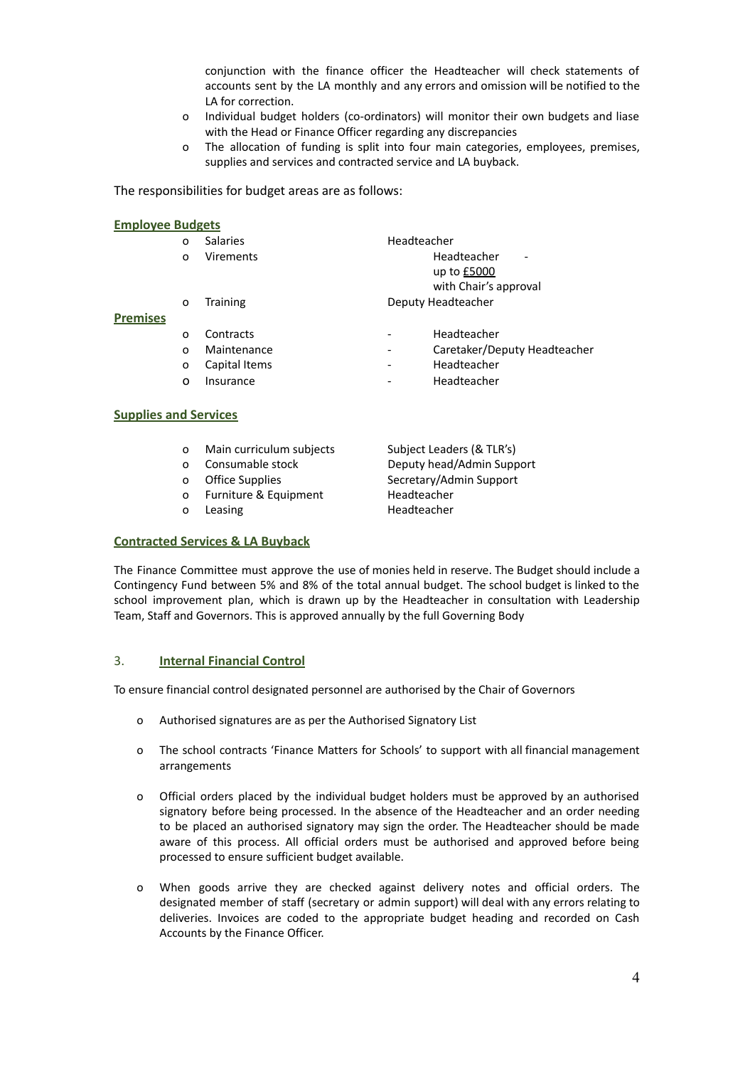conjunction with the finance officer the Headteacher will check statements of accounts sent by the LA monthly and any errors and omission will be notified to the LA for correction.

- Individual budget holders (co-ordinators) will monitor their own budgets and liase with the Head or Finance Officer regarding any discrepancies
- The allocation of funding is split into four main categories, employees, premises, supplies and services and contracted service and LA buyback.

The responsibilities for budget areas are as follows:

**Employee Budgets**

- Salaries — Headteacher
- Virements — Headteacher - up to £5000 with Chair's approval
- Training — Deputy Headteacher

**Premises**

- Contracts - Headteacher
- Maintenance - Caretaker/Deputy Headteacher
- Capital Items - Headteacher
- Insurance - Headteacher

**Supplies and Services**

- Main curriculum subjects — Subject Leaders (& TLR's)
- Consumable stock — Deputy head/Admin Support
- Office Supplies — Secretary/Admin Support
- Furniture & Equipment — Headteacher
- Leasing — Headteacher

**Contracted Services & LA Buyback**

The Finance Committee must approve the use of monies held in reserve. The Budget should include a Contingency Fund between 5% and 8% of the total annual budget. The school budget is linked to the school improvement plan, which is drawn up by the Headteacher in consultation with Leadership Team, Staff and Governors. This is approved annually by the full Governing Body

## 3. Internal Financial Control

To ensure financial control designated personnel are authorised by the Chair of Governors

- Authorised signatures are as per the Authorised Signatory List
- The school contracts 'Finance Matters for Schools' to support with all financial management arrangements
- Official orders placed by the individual budget holders must be approved by an authorised signatory before being processed. In the absence of the Headteacher and an order needing to be placed an authorised signatory may sign the order. The Headteacher should be made aware of this process. All official orders must be authorised and approved before being processed to ensure sufficient budget available.
- When goods arrive they are checked against delivery notes and official orders. The designated member of staff (secretary or admin support) will deal with any errors relating to deliveries. Invoices are coded to the appropriate budget heading and recorded on Cash Accounts by the Finance Officer.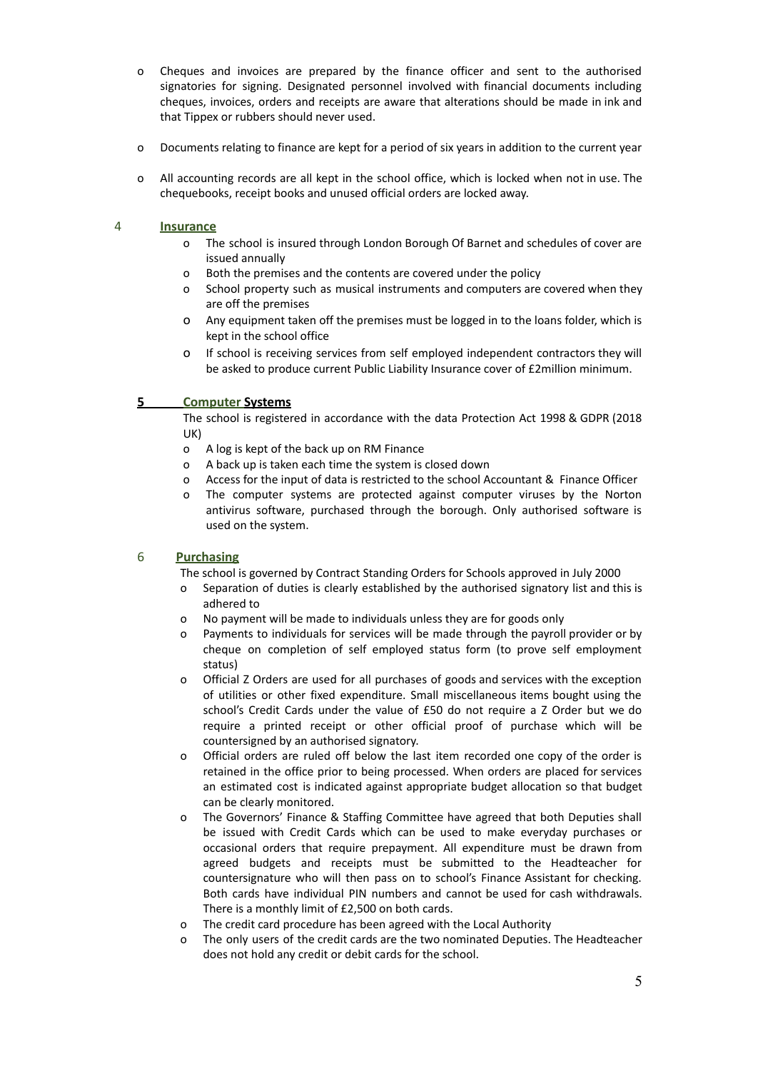- Cheques and invoices are prepared by the finance officer and sent to the authorised signatories for signing. Designated personnel involved with financial documents including cheques, invoices, orders and receipts are aware that alterations should be made in ink and that Tippex or rubbers should never used.

- Documents relating to finance are kept for a period of six years in addition to the current year

- All accounting records are all kept in the school office, which is locked when not in use. The chequebooks, receipt books and unused official orders are locked away.

## 4 **Insurance**

- The school is insured through London Borough Of Barnet and schedules of cover are issued annually
- Both the premises and the contents are covered under the policy
- School property such as musical instruments and computers are covered when they are off the premises
- Any equipment taken off the premises must be logged in to the loans folder, which is kept in the school office
- If school is receiving services from self employed independent contractors they will be asked to produce current Public Liability Insurance cover of £2million minimum.

## 5 **Computer Systems**

The school is registered in accordance with the data Protection Act 1998 & GDPR (2018 UK)

- A log is kept of the back up on RM Finance
- A back up is taken each time the system is closed down
- Access for the input of data is restricted to the school Accountant & Finance Officer
- The computer systems are protected against computer viruses by the Norton antivirus software, purchased through the borough. Only authorised software is used on the system.

## 6 **Purchasing**

The school is governed by Contract Standing Orders for Schools approved in July 2000

- Separation of duties is clearly established by the authorised signatory list and this is adhered to
- No payment will be made to individuals unless they are for goods only
- Payments to individuals for services will be made through the payroll provider or by cheque on completion of self employed status form (to prove self employment status)
- Official Z Orders are used for all purchases of goods and services with the exception of utilities or other fixed expenditure. Small miscellaneous items bought using the school's Credit Cards under the value of £50 do not require a Z Order but we do require a printed receipt or other official proof of purchase which will be countersigned by an authorised signatory.
- Official orders are ruled off below the last item recorded one copy of the order is retained in the office prior to being processed. When orders are placed for services an estimated cost is indicated against appropriate budget allocation so that budget can be clearly monitored.
- The Governors' Finance & Staffing Committee have agreed that both Deputies shall be issued with Credit Cards which can be used to make everyday purchases or occasional orders that require prepayment. All expenditure must be drawn from agreed budgets and receipts must be submitted to the Headteacher for countersignature who will then pass on to school's Finance Assistant for checking. Both cards have individual PIN numbers and cannot be used for cash withdrawals. There is a monthly limit of £2,500 on both cards.
- The credit card procedure has been agreed with the Local Authority
- The only users of the credit cards are the two nominated Deputies. The Headteacher does not hold any credit or debit cards for the school.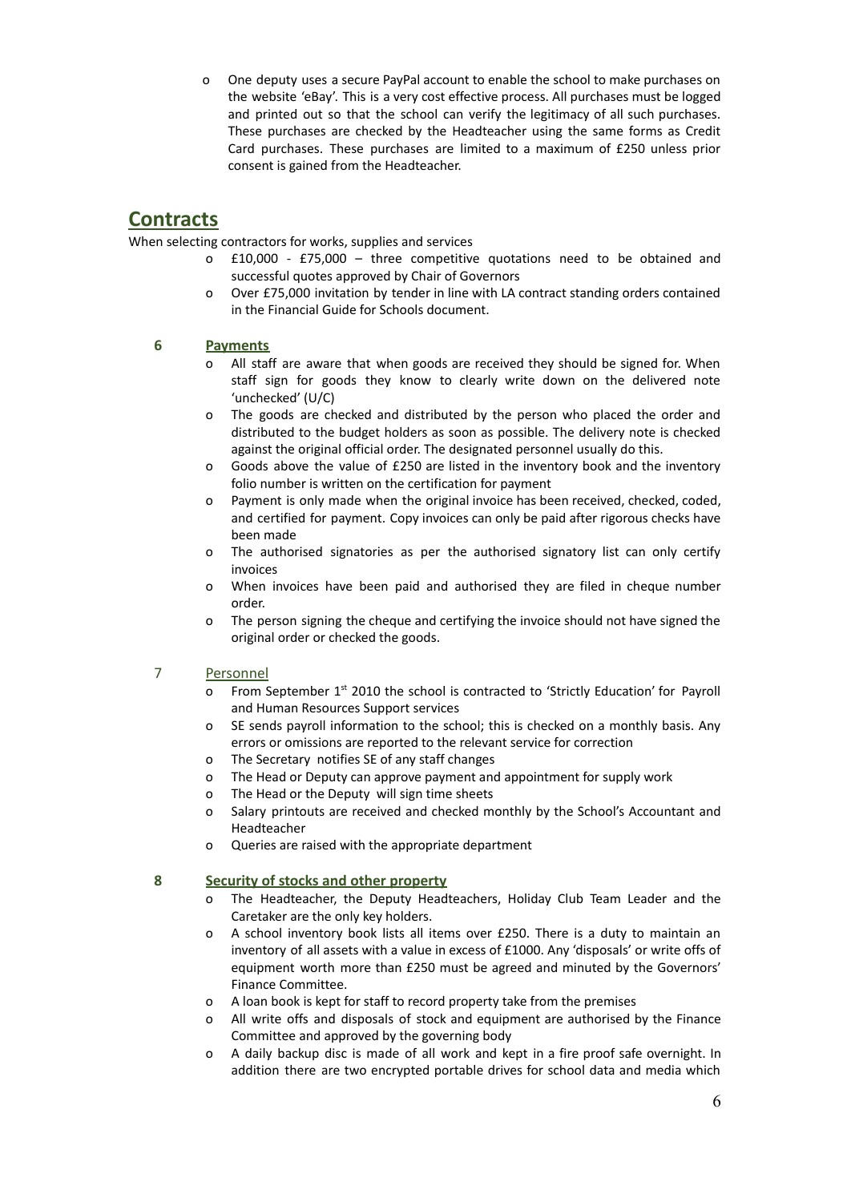- One deputy uses a secure PayPal account to enable the school to make purchases on the website 'eBay'. This is a very cost effective process. All purchases must be logged and printed out so that the school can verify the legitimacy of all such purchases. These purchases are checked by the Headteacher using the same forms as Credit Card purchases. These purchases are limited to a maximum of £250 unless prior consent is gained from the Headteacher.

## Contracts

When selecting contractors for works, supplies and services

- £10,000 - £75,000 – three competitive quotations need to be obtained and successful quotes approved by Chair of Governors
- Over £75,000 invitation by tender in line with LA contract standing orders contained in the Financial Guide for Schools document.

## 6 Payments

- All staff are aware that when goods are received they should be signed for. When staff sign for goods they know to clearly write down on the delivered note 'unchecked' (U/C)
- The goods are checked and distributed by the person who placed the order and distributed to the budget holders as soon as possible. The delivery note is checked against the original official order. The designated personnel usually do this.
- Goods above the value of £250 are listed in the inventory book and the inventory folio number is written on the certification for payment
- Payment is only made when the original invoice has been received, checked, coded, and certified for payment. Copy invoices can only be paid after rigorous checks have been made
- The authorised signatories as per the authorised signatory list can only certify invoices
- When invoices have been paid and authorised they are filed in cheque number order.
- The person signing the cheque and certifying the invoice should not have signed the original order or checked the goods.

## 7 Personnel

- From September 1st 2010 the school is contracted to 'Strictly Education' for Payroll and Human Resources Support services
- SE sends payroll information to the school; this is checked on a monthly basis. Any errors or omissions are reported to the relevant service for correction
- The Secretary notifies SE of any staff changes
- The Head or Deputy can approve payment and appointment for supply work
- The Head or the Deputy will sign time sheets
- Salary printouts are received and checked monthly by the School's Accountant and Headteacher
- Queries are raised with the appropriate department

## 8 Security of stocks and other property

- The Headteacher, the Deputy Headteachers, Holiday Club Team Leader and the Caretaker are the only key holders.
- A school inventory book lists all items over £250. There is a duty to maintain an inventory of all assets with a value in excess of £1000. Any 'disposals' or write offs of equipment worth more than £250 must be agreed and minuted by the Governors' Finance Committee.
- A loan book is kept for staff to record property take from the premises
- All write offs and disposals of stock and equipment are authorised by the Finance Committee and approved by the governing body
- A daily backup disc is made of all work and kept in a fire proof safe overnight. In addition there are two encrypted portable drives for school data and media which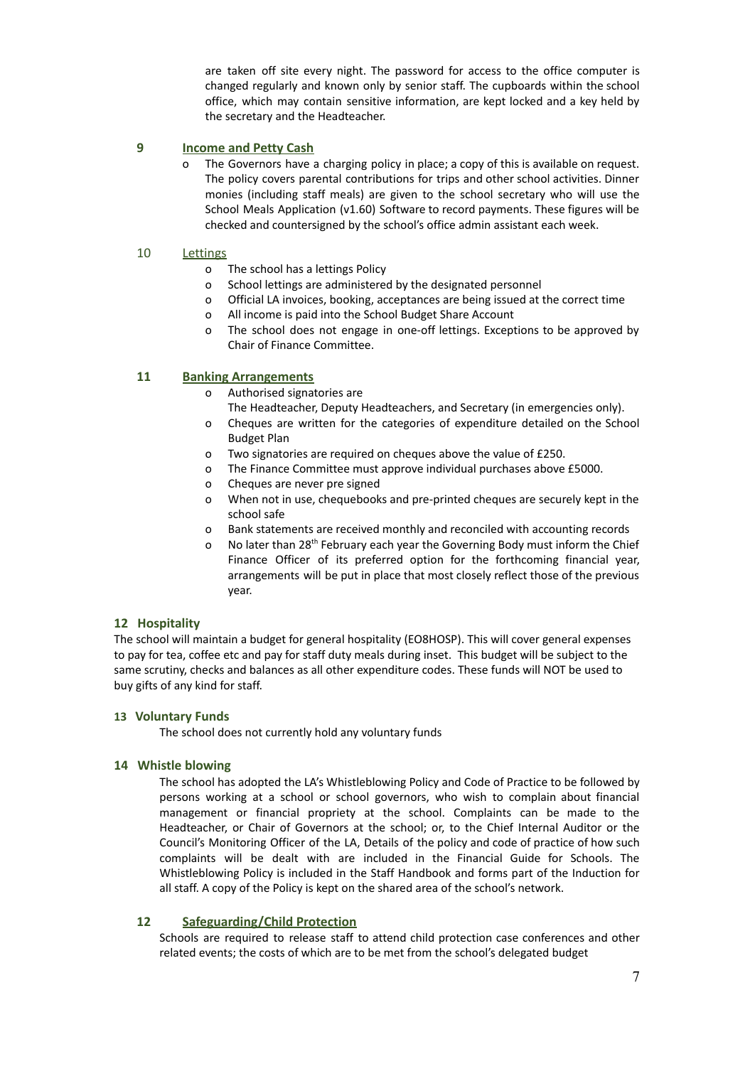are taken off site every night. The password for access to the office computer is changed regularly and known only by senior staff. The cupboards within the school office, which may contain sensitive information, are kept locked and a key held by the secretary and the Headteacher.

## 9 Income and Petty Cash

- The Governors have a charging policy in place; a copy of this is available on request. The policy covers parental contributions for trips and other school activities. Dinner monies (including staff meals) are given to the school secretary who will use the School Meals Application (v1.60) Software to record payments. These figures will be checked and countersigned by the school's office admin assistant each week.

## 10 Lettings

- The school has a lettings Policy
- School lettings are administered by the designated personnel
- Official LA invoices, booking, acceptances are being issued at the correct time
- All income is paid into the School Budget Share Account
- The school does not engage in one-off lettings. Exceptions to be approved by Chair of Finance Committee.

## 11 Banking Arrangements

- Authorised signatories are
  The Headteacher, Deputy Headteachers, and Secretary (in emergencies only).
- Cheques are written for the categories of expenditure detailed on the School Budget Plan
- Two signatories are required on cheques above the value of £250.
- The Finance Committee must approve individual purchases above £5000.
- Cheques are never pre signed
- When not in use, chequebooks and pre-printed cheques are securely kept in the school safe
- Bank statements are received monthly and reconciled with accounting records
- No later than 28th February each year the Governing Body must inform the Chief Finance Officer of its preferred option for the forthcoming financial year, arrangements will be put in place that most closely reflect those of the previous year.

## 12 Hospitality

The school will maintain a budget for general hospitality (EO8HOSP). This will cover general expenses to pay for tea, coffee etc and pay for staff duty meals during inset. This budget will be subject to the same scrutiny, checks and balances as all other expenditure codes. These funds will NOT be used to buy gifts of any kind for staff.

## 13 Voluntary Funds

The school does not currently hold any voluntary funds

## 14 Whistle blowing

The school has adopted the LA's Whistleblowing Policy and Code of Practice to be followed by persons working at a school or school governors, who wish to complain about financial management or financial propriety at the school. Complaints can be made to the Headteacher, or Chair of Governors at the school; or, to the Chief Internal Auditor or the Council's Monitoring Officer of the LA, Details of the policy and code of practice of how such complaints will be dealt with are included in the Financial Guide for Schools. The Whistleblowing Policy is included in the Staff Handbook and forms part of the Induction for all staff. A copy of the Policy is kept on the shared area of the school's network.

## 12 Safeguarding/Child Protection

Schools are required to release staff to attend child protection case conferences and other related events; the costs of which are to be met from the school's delegated budget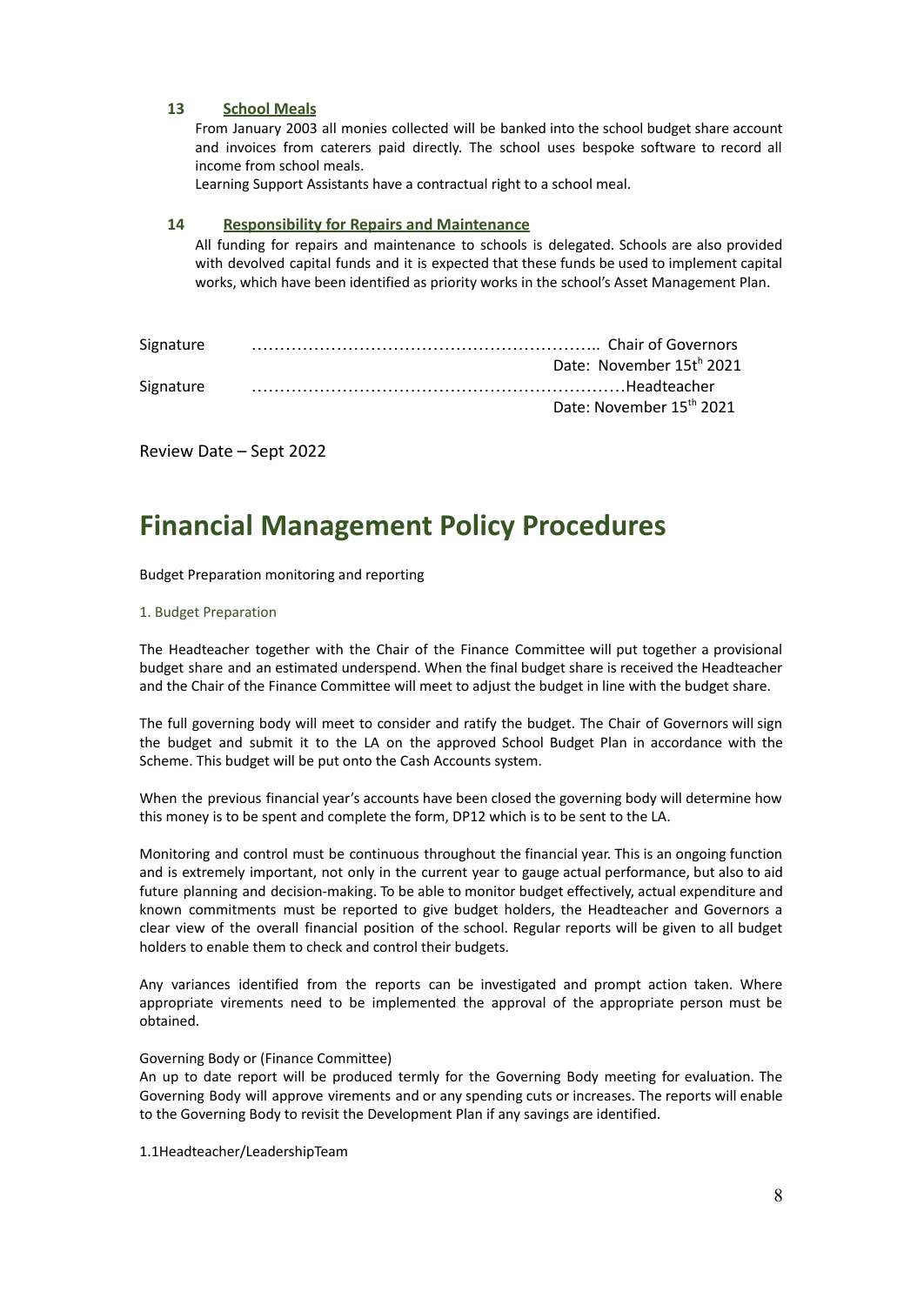### 13 School Meals

From January 2003 all monies collected will be banked into the school budget share account and invoices from caterers paid directly. The school uses bespoke software to record all income from school meals.

Learning Support Assistants have a contractual right to a school meal.

### 14 Responsibility for Repairs and Maintenance

All funding for repairs and maintenance to schools is delegated. Schools are also provided with devolved capital funds and it is expected that these funds be used to implement capital works, which have been identified as priority works in the school's Asset Management Plan.

Signature ………………………………………………….. Chair of Governors
Date: November 15th 2021

Signature ……………………………………………………Headteacher
Date: November 15th 2021

Review Date – Sept 2022

# Financial Management Policy Procedures

Budget Preparation monitoring and reporting

## 1. Budget Preparation

The Headteacher together with the Chair of the Finance Committee will put together a provisional budget share and an estimated underspend. When the final budget share is received the Headteacher and the Chair of the Finance Committee will meet to adjust the budget in line with the budget share.

The full governing body will meet to consider and ratify the budget. The Chair of Governors will sign the budget and submit it to the LA on the approved School Budget Plan in accordance with the Scheme. This budget will be put onto the Cash Accounts system.

When the previous financial year's accounts have been closed the governing body will determine how this money is to be spent and complete the form, DP12 which is to be sent to the LA.

Monitoring and control must be continuous throughout the financial year. This is an ongoing function and is extremely important, not only in the current year to gauge actual performance, but also to aid future planning and decision-making. To be able to monitor budget effectively, actual expenditure and known commitments must be reported to give budget holders, the Headteacher and Governors a clear view of the overall financial position of the school. Regular reports will be given to all budget holders to enable them to check and control their budgets.

Any variances identified from the reports can be investigated and prompt action taken. Where appropriate virements need to be implemented the approval of the appropriate person must be obtained.

Governing Body or (Finance Committee)
An up to date report will be produced termly for the Governing Body meeting for evaluation. The Governing Body will approve virements and or any spending cuts or increases. The reports will enable to the Governing Body to revisit the Development Plan if any savings are identified.

1.1Headteacher/LeadershipTeam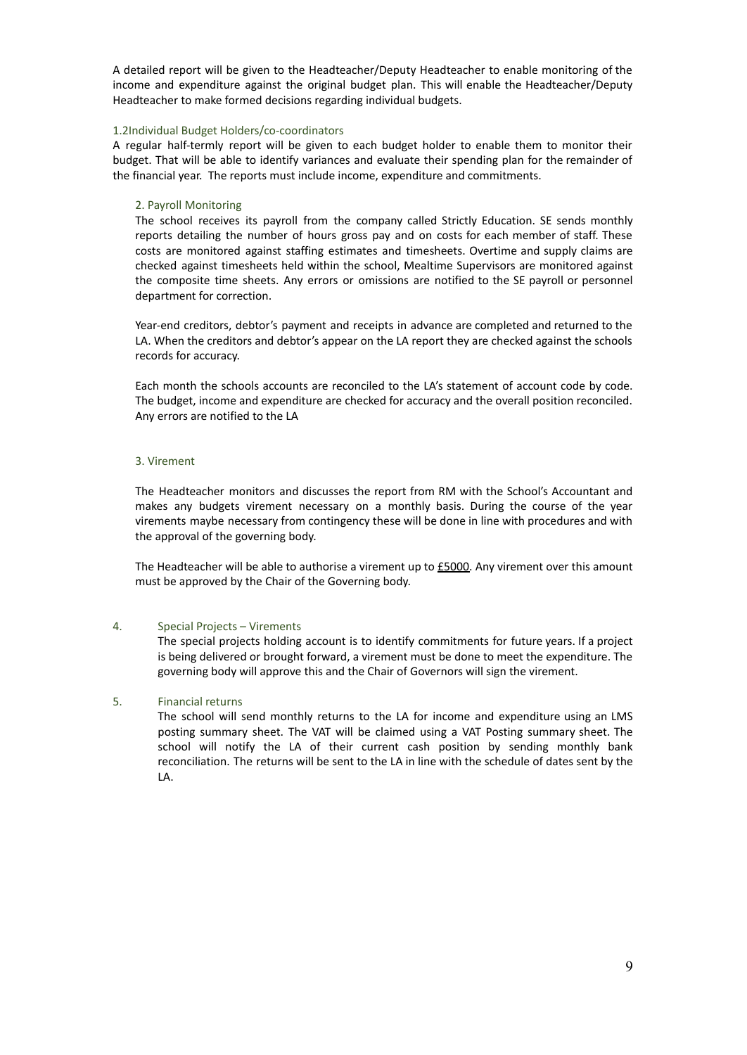A detailed report will be given to the Headteacher/Deputy Headteacher to enable monitoring of the income and expenditure against the original budget plan. This will enable the Headteacher/Deputy Headteacher to make formed decisions regarding individual budgets.

### 1.2Individual Budget Holders/co-coordinators

A regular half-termly report will be given to each budget holder to enable them to monitor their budget. That will be able to identify variances and evaluate their spending plan for the remainder of the financial year. The reports must include income, expenditure and commitments.

### 2. Payroll Monitoring

The school receives its payroll from the company called Strictly Education. SE sends monthly reports detailing the number of hours gross pay and on costs for each member of staff. These costs are monitored against staffing estimates and timesheets. Overtime and supply claims are checked against timesheets held within the school, Mealtime Supervisors are monitored against the composite time sheets. Any errors or omissions are notified to the SE payroll or personnel department for correction.

Year-end creditors, debtor's payment and receipts in advance are completed and returned to the LA. When the creditors and debtor's appear on the LA report they are checked against the schools records for accuracy.

Each month the schools accounts are reconciled to the LA's statement of account code by code. The budget, income and expenditure are checked for accuracy and the overall position reconciled. Any errors are notified to the LA

### 3. Virement

The Headteacher monitors and discusses the report from RM with the School's Accountant and makes any budgets virement necessary on a monthly basis. During the course of the year virements maybe necessary from contingency these will be done in line with procedures and with the approval of the governing body.

The Headteacher will be able to authorise a virement up to £5000. Any virement over this amount must be approved by the Chair of the Governing body.

### 4. Special Projects – Virements

The special projects holding account is to identify commitments for future years. If a project is being delivered or brought forward, a virement must be done to meet the expenditure. The governing body will approve this and the Chair of Governors will sign the virement.

### 5. Financial returns

The school will send monthly returns to the LA for income and expenditure using an LMS posting summary sheet. The VAT will be claimed using a VAT Posting summary sheet. The school will notify the LA of their current cash position by sending monthly bank reconciliation. The returns will be sent to the LA in line with the schedule of dates sent by the LA.